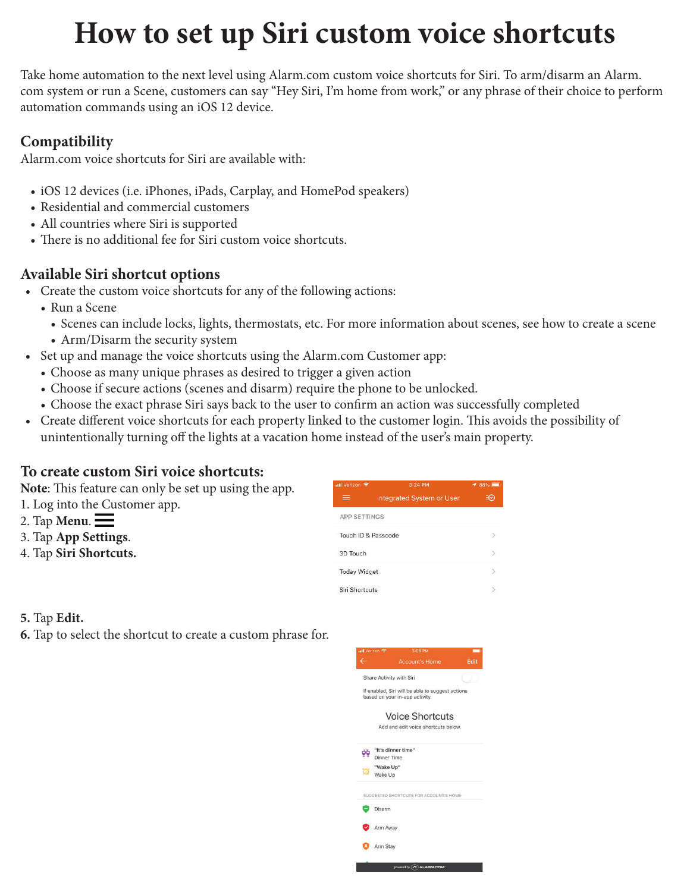# How to set up Siri custom voice shortcuts

Take home automation to the next level using Alarm.com custom voice shortcuts for Siri. To arm/disarm an Alarm.com system or run a Scene, customers can say "Hey Siri, I'm home from work," or any phrase of their choice to perform automation commands using an iOS 12 device.

## Compatibility

Alarm.com voice shortcuts for Siri are available with:

- iOS 12 devices (i.e. iPhones, iPads, Carplay, and HomePod speakers)
- Residential and commercial customers
- All countries where Siri is supported
- There is no additional fee for Siri custom voice shortcuts.

## Available Siri shortcut options

- Create the custom voice shortcuts for any of the following actions:
  - Run a Scene
    - Scenes can include locks, lights, thermostats, etc. For more information about scenes, see how to create a scene
    - Arm/Disarm the security system
- Set up and manage the voice shortcuts using the Alarm.com Customer app:
  - Choose as many unique phrases as desired to trigger a given action
  - Choose if secure actions (scenes and disarm) require the phone to be unlocked.
  - Choose the exact phrase Siri says back to the user to confirm an action was successfully completed
- Create different voice shortcuts for each property linked to the customer login. This avoids the possibility of unintentionally turning off the lights at a vacation home instead of the user's main property.

## To create custom Siri voice shortcuts:

**Note**: This feature can only be set up using the app.

1. Log into the Customer app.
2. Tap **Menu**.
3. Tap **App Settings**.
4. Tap **Siri Shortcuts.**

Verizon 3:24 PM 88%
Integrated System or User
APP SETTINGS
Touch ID & Passcode
3D Touch
Today Widget
Siri Shortcuts

5. Tap **Edit.**
6. Tap to select the shortcut to create a custom phrase for.

Verizon 3:09 PM
Account's Home
Edit
Share Activity with Siri
If enabled, Siri will be able to suggest actions based on your in-app activity.
Voice Shortcuts
Add and edit voice shortcuts below.
"It's dinner time"
Dinner Time
"Wake Up"
Wake Up
SUGGESTED SHORTCUTS FOR ACCOUNT'S HOME
Disarm
Arm Away
Arm Stay
powered by ALARM.COM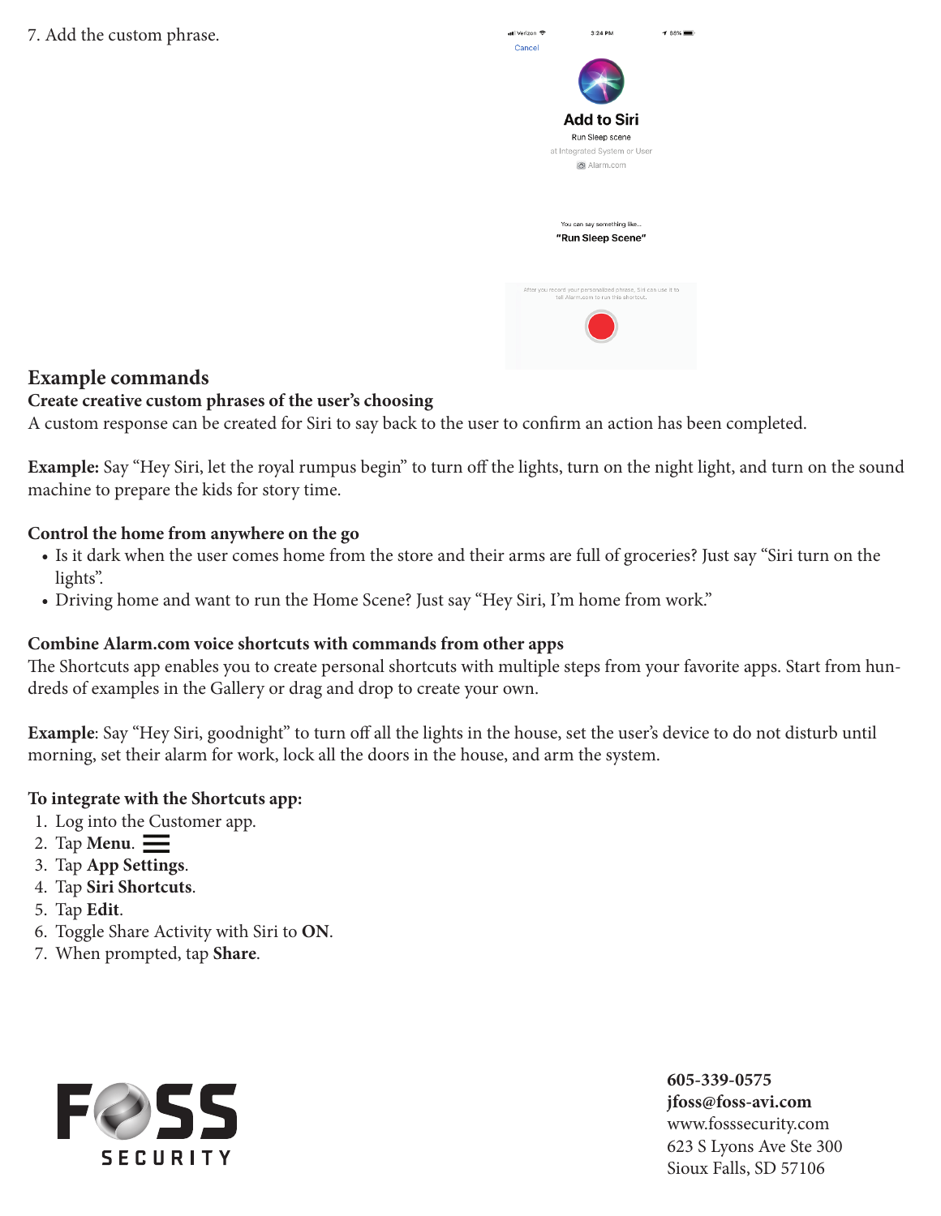7. Add the custom phrase.

## Example commands

### Create creative custom phrases of the user's choosing

A custom response can be created for Siri to say back to the user to confirm an action has been completed.

**Example:** Say "Hey Siri, let the royal rumpus begin" to turn off the lights, turn on the night light, and turn on the sound machine to prepare the kids for story time.

### Control the home from anywhere on the go

- Is it dark when the user comes home from the store and their arms are full of groceries? Just say "Siri turn on the lights".
- Driving home and want to run the Home Scene? Just say "Hey Siri, I'm home from work."

### Combine Alarm.com voice shortcuts with commands from other apps

The Shortcuts app enables you to create personal shortcuts with multiple steps from your favorite apps. Start from hundreds of examples in the Gallery or drag and drop to create your own.

**Example**: Say "Hey Siri, goodnight" to turn off all the lights in the house, set the user's device to do not disturb until morning, set their alarm for work, lock all the doors in the house, and arm the system.

**To integrate with the Shortcuts app:**

1. Log into the Customer app.
2. Tap **Menu**.
3. Tap **App Settings**.
4. Tap **Siri Shortcuts**.
5. Tap **Edit**.
6. Toggle Share Activity with Siri to **ON**.
7. When prompted, tap **Share**.

FOSS SECURITY

**605-339-0575**
**jfoss@foss-avi.com**
www.fosssecurity.com
623 S Lyons Ave Ste 300
Sioux Falls, SD 57106